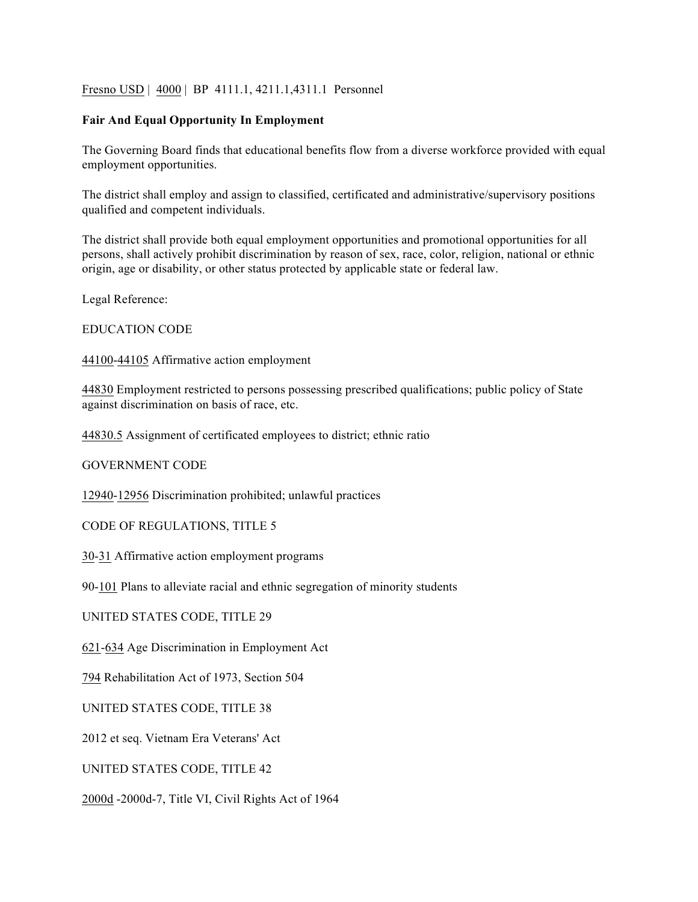Fresno USD | 4000 | BP 4111.1, 4211.1,4311.1 Personnel

**Fair And Equal Opportunity In Employment**

The Governing Board finds that educational benefits flow from a diverse workforce provided with equal employment opportunities.

The district shall employ and assign to classified, certificated and administrative/supervisory positions qualified and competent individuals.

The district shall provide both equal employment opportunities and promotional opportunities for all persons, shall actively prohibit discrimination by reason of sex, race, color, religion, national or ethnic origin, age or disability, or other status protected by applicable state or federal law.

Legal Reference:

EDUCATION CODE

44100-44105 Affirmative action employment

44830 Employment restricted to persons possessing prescribed qualifications; public policy of State against discrimination on basis of race, etc.

44830.5 Assignment of certificated employees to district; ethnic ratio

GOVERNMENT CODE

12940-12956 Discrimination prohibited; unlawful practices

CODE OF REGULATIONS, TITLE 5

30-31 Affirmative action employment programs

90-101 Plans to alleviate racial and ethnic segregation of minority students

UNITED STATES CODE, TITLE 29

621-634 Age Discrimination in Employment Act

794 Rehabilitation Act of 1973, Section 504

UNITED STATES CODE, TITLE 38

2012 et seq. Vietnam Era Veterans' Act

UNITED STATES CODE, TITLE 42

2000d -2000d-7, Title VI, Civil Rights Act of 1964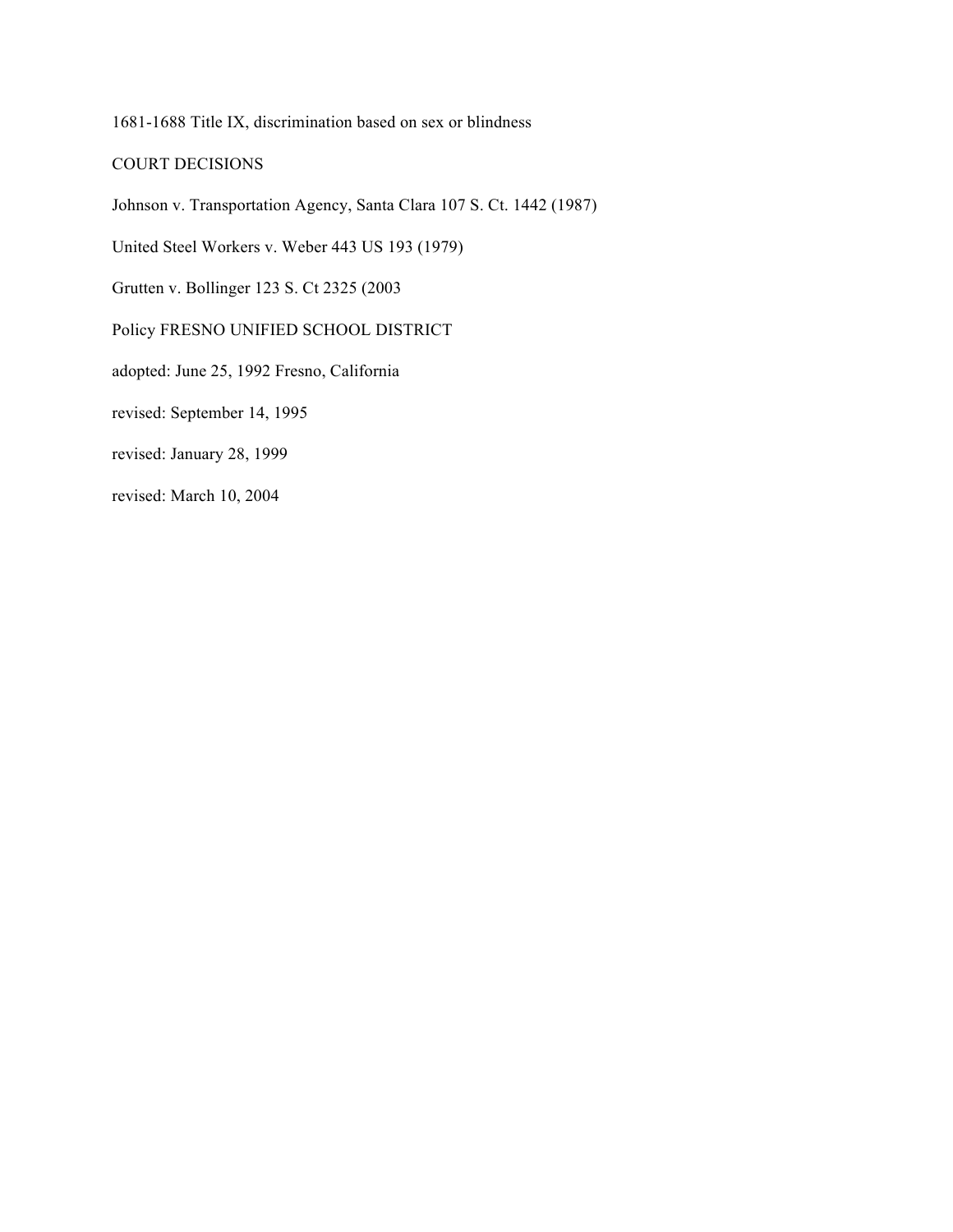1681-1688 Title IX, discrimination based on sex or blindness

COURT DECISIONS

Johnson v. Transportation Agency, Santa Clara 107 S. Ct. 1442 (1987)

United Steel Workers v. Weber 443 US 193 (1979)

Grutten v. Bollinger 123 S. Ct 2325 (2003

Policy FRESNO UNIFIED SCHOOL DISTRICT

adopted: June 25, 1992 Fresno, California

revised: September 14, 1995

revised: January 28, 1999

revised: March 10, 2004